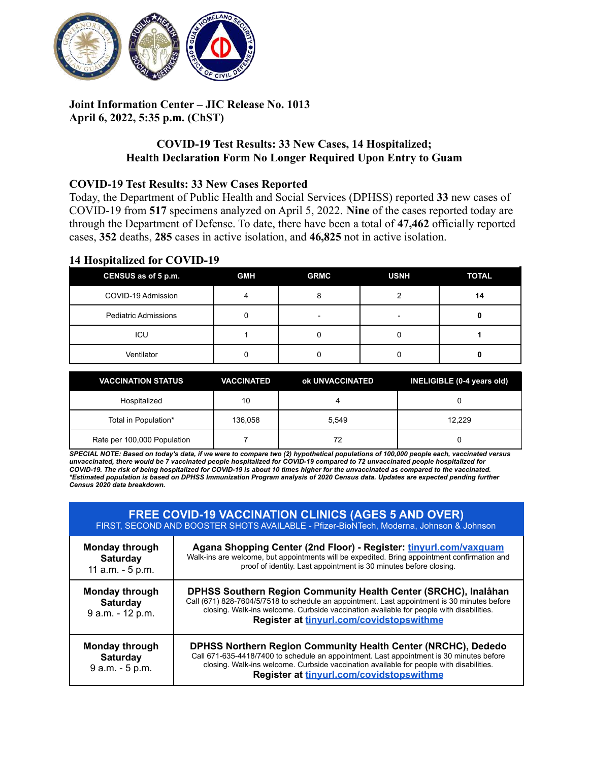**Joint Information Center – JIC Release No. 1013**
**April 6, 2022, 5:35 p.m. (ChST)**

## COVID-19 Test Results: 33 New Cases, 14 Hospitalized; Health Declaration Form No Longer Required Upon Entry to Guam

### COVID-19 Test Results: 33 New Cases Reported

Today, the Department of Public Health and Social Services (DPHSS) reported **33** new cases of COVID-19 from **517** specimens analyzed on April 5, 2022. **Nine** of the cases reported today are through the Department of Defense. To date, there have been a total of **47,462** officially reported cases, **352** deaths, **285** cases in active isolation, and **46,825** not in active isolation.

### 14 Hospitalized for COVID-19

| CENSUS as of 5 p.m. | GMH | GRMC | USNH | TOTAL |
|---|---|---|---|---|
| COVID-19 Admission | 4 | 8 | 2 | **14** |
| Pediatric Admissions | 0 | - | - | **0** |
| ICU | 1 | 0 | 0 | **1** |
| Ventilator | 0 | 0 | 0 | **0** |

| VACCINATION STATUS | VACCINATED | ok UNVACCINATED | INELIGIBLE (0-4 years old) |
|---|---|---|---|
| Hospitalized | 10 | 4 | 0 |
| Total in Population* | 136,058 | 5,549 | 12,229 |
| Rate per 100,000 Population | 7 | 72 | 0 |

***SPECIAL NOTE: Based on today's data, if we were to compare two (2) hypothetical populations of 100,000 people each, vaccinated versus unvaccinated, there would be 7 vaccinated people hospitalized for COVID-19 compared to 72 unvaccinated people hospitalized for COVID-19. The risk of being hospitalized for COVID-19 is about 10 times higher for the unvaccinated as compared to the vaccinated.***
***\*Estimated population is based on DPHSS Immunization Program analysis of 2020 Census data. Updates are expected pending further Census 2020 data breakdown.***

| FREE COVID-19 VACCINATION CLINICS (AGES 5 AND OVER) FIRST, SECOND AND BOOSTER SHOTS AVAILABLE - Pfizer-BioNTech, Moderna, Johnson & Johnson | |
|---|---|
| **Monday through Saturday** 11 a.m. - 5 p.m. | **Agana Shopping Center (2nd Floor) - Register: tinyurl.com/vaxguam** Walk-ins are welcome, but appointments will be expedited. Bring appointment confirmation and proof of identity. Last appointment is 30 minutes before closing. |
| **Monday through Saturday** 9 a.m. - 12 p.m. | **DPHSS Southern Region Community Health Center (SRCHC), Inalåhan** Call (671) 828-7604/5/7518 to schedule an appointment. Last appointment is 30 minutes before closing. Walk-ins welcome. Curbside vaccination available for people with disabilities. **Register at tinyurl.com/covidstopswithme** |
| **Monday through Saturday** 9 a.m. - 5 p.m. | **DPHSS Northern Region Community Health Center (NRCHC), Dededo** Call 671-635-4418/7400 to schedule an appointment. Last appointment is 30 minutes before closing. Walk-ins welcome. Curbside vaccination available for people with disabilities. **Register at tinyurl.com/covidstopswithme** |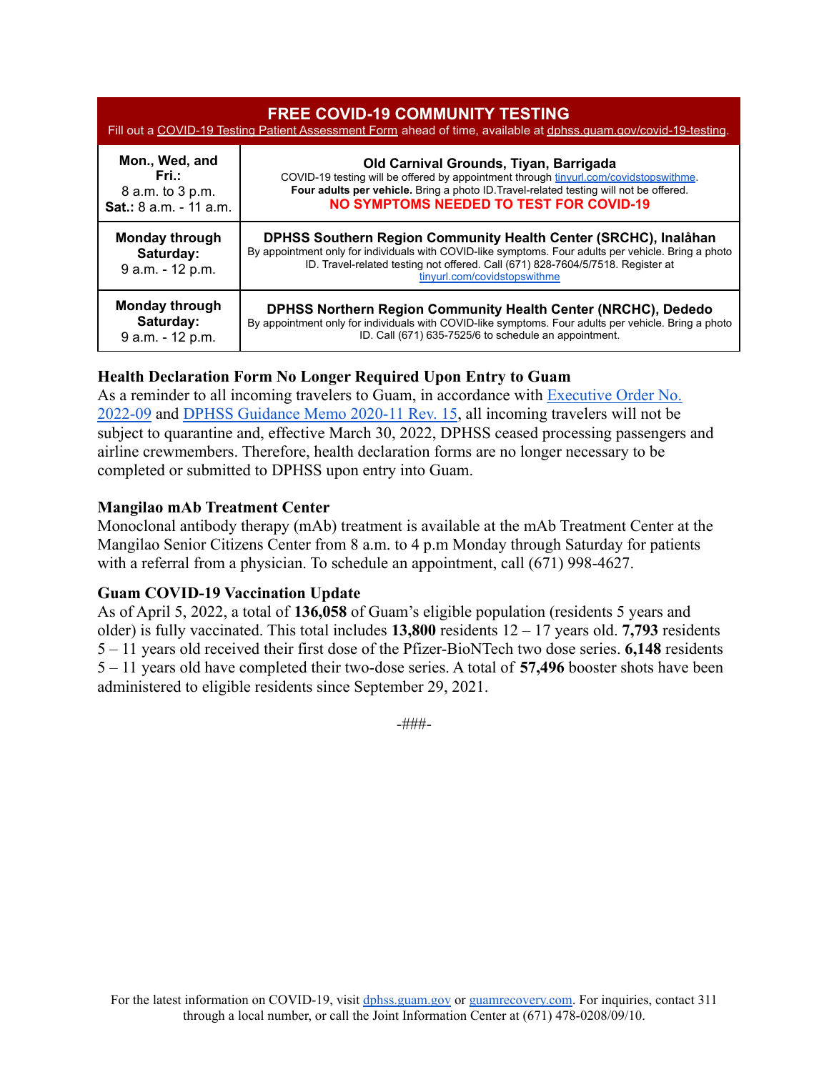| FREE COVID-19 COMMUNITY TESTING<br>Fill out a COVID-19 Testing Patient Assessment Form ahead of time, available at dphss.guam.gov/covid-19-testing. | |
|---|---|
| **Mon., Wed, and Fri.:**<br>8 a.m. to 3 p.m.<br>**Sat.:** 8 a.m. - 11 a.m. | **Old Carnival Grounds, Tiyan, Barrigada**<br>COVID-19 testing will be offered by appointment through tinyurl.com/covidstopswithme.<br>**Four adults per vehicle.** Bring a photo ID.Travel-related testing will not be offered.<br>**NO SYMPTOMS NEEDED TO TEST FOR COVID-19** |
| **Monday through Saturday:**<br>9 a.m. - 12 p.m. | **DPHSS Southern Region Community Health Center (SRCHC), Inalåhan**<br>By appointment only for individuals with COVID-like symptoms. Four adults per vehicle. Bring a photo ID. Travel-related testing not offered. Call (671) 828-7604/5/7518. Register at tinyurl.com/covidstopswithme |
| **Monday through Saturday:**<br>9 a.m. - 12 p.m. | **DPHSS Northern Region Community Health Center (NRCHC), Dededo**<br>By appointment only for individuals with COVID-like symptoms. Four adults per vehicle. Bring a photo ID. Call (671) 635-7525/6 to schedule an appointment. |

**Health Declaration Form No Longer Required Upon Entry to Guam**

As a reminder to all incoming travelers to Guam, in accordance with Executive Order No. 2022-09 and DPHSS Guidance Memo 2020-11 Rev. 15, all incoming travelers will not be subject to quarantine and, effective March 30, 2022, DPHSS ceased processing passengers and airline crewmembers. Therefore, health declaration forms are no longer necessary to be completed or submitted to DPHSS upon entry into Guam.

**Mangilao mAb Treatment Center**

Monoclonal antibody therapy (mAb) treatment is available at the mAb Treatment Center at the Mangilao Senior Citizens Center from 8 a.m. to 4 p.m Monday through Saturday for patients with a referral from a physician. To schedule an appointment, call (671) 998-4627.

**Guam COVID-19 Vaccination Update**

As of April 5, 2022, a total of **136,058** of Guam's eligible population (residents 5 years and older) is fully vaccinated. This total includes **13,800** residents 12 – 17 years old. **7,793** residents 5 – 11 years old received their first dose of the Pfizer-BioNTech two dose series. **6,148** residents 5 – 11 years old have completed their two-dose series. A total of **57,496** booster shots have been administered to eligible residents since September 29, 2021.

-###-

For the latest information on COVID-19, visit dphss.guam.gov or guamrecovery.com. For inquiries, contact 311 through a local number, or call the Joint Information Center at (671) 478-0208/09/10.